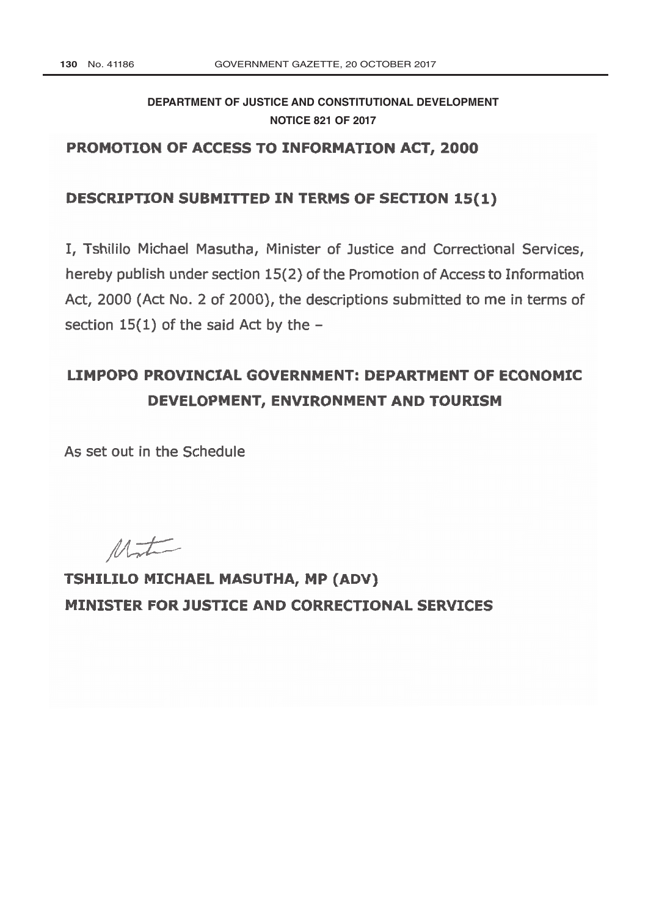**DEPARTMENT OF JUSTICE AND CONSTITUTIONAL DEVELOPMENT**

**NOTICE 821 OF 2017**

# PROMOTION OF ACCESS TO INFORMATION ACT, 2000

## DESCRIPTION SUBMITTED IN TERMS OF SECTION 15(1)

I, Tshililo Michael Masutha, Minister of Justice and Correctional Services, hereby publish under section 15(2) of the Promotion of Access to Information Act, 2000 (Act No. 2 of 2000), the descriptions submitted to me in terms of section 15(1) of the said Act by the –

## LIMPOPO PROVINCIAL GOVERNMENT: DEPARTMENT OF ECONOMIC DEVELOPMENT, ENVIRONMENT AND TOURISM

As set out in the Schedule

**TSHILILO MICHAEL MASUTHA, MP (ADV)**

**MINISTER FOR JUSTICE AND CORRECTIONAL SERVICES**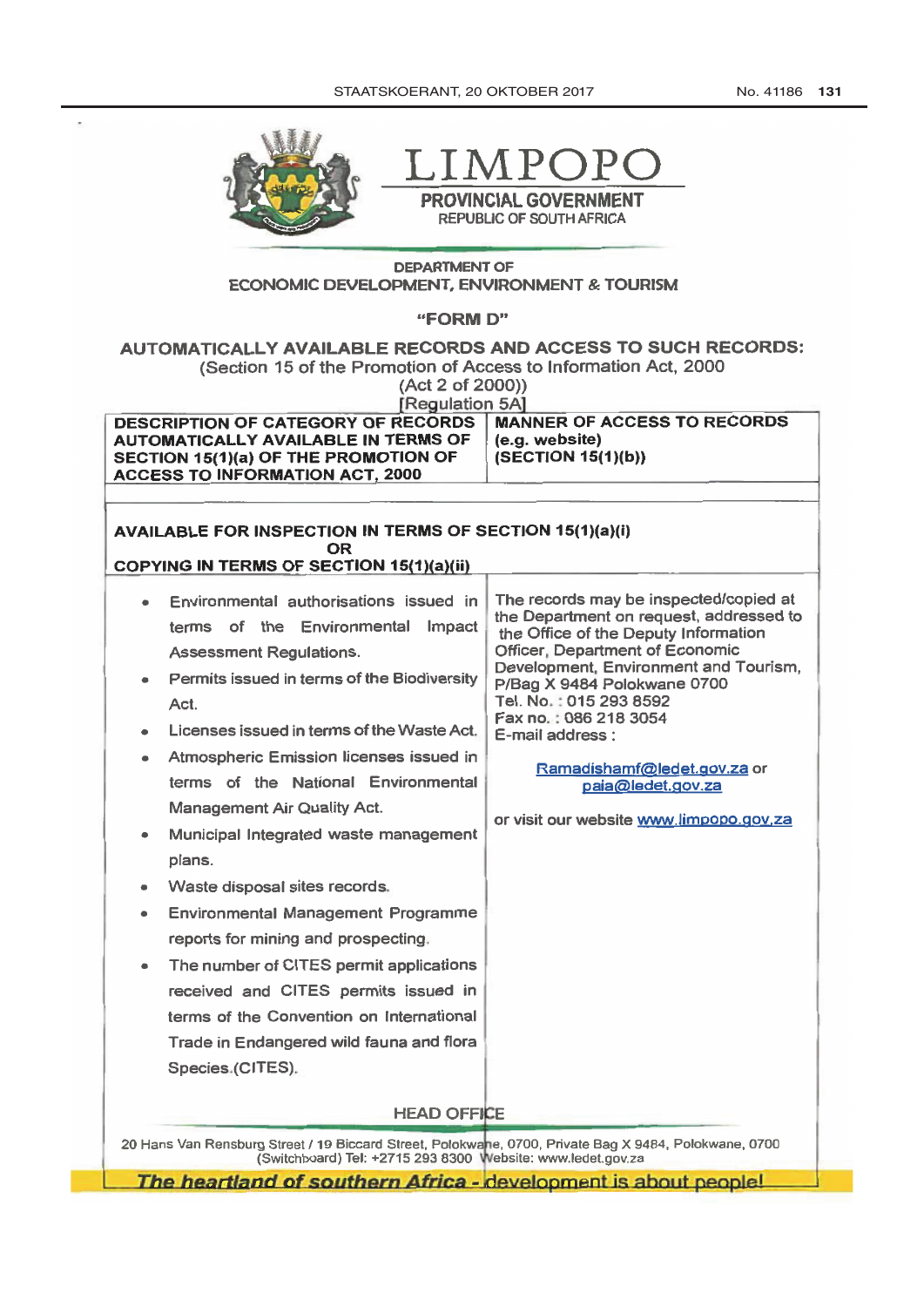# LIMPOPO

**PROVINCIAL GOVERNMENT**
REPUBLIC OF SOUTH AFRICA

DEPARTMENT OF
ECONOMIC DEVELOPMENT, ENVIRONMENT & TOURISM

## "FORM D"

## AUTOMATICALLY AVAILABLE RECORDS AND ACCESS TO SUCH RECORDS:

(Section 15 of the Promotion of Access to Information Act, 2000
(Act 2 of 2000))
[Regulation 5A]

| DESCRIPTION OF CATEGORY OF RECORDS AUTOMATICALLY AVAILABLE IN TERMS OF SECTION 15(1)(a) OF THE PROMOTION OF ACCESS TO INFORMATION ACT, 2000 | MANNER OF ACCESS TO RECORDS (e.g. website) (SECTION 15(1)(b)) |
|---|---|
| | |
| **AVAILABLE FOR INSPECTION IN TERMS OF SECTION 15(1)(a)(i) OR COPYING IN TERMS OF SECTION 15(1)(a)(ii)** | |
| • Environmental authorisations issued in terms of the Environmental Impact Assessment Regulations.<br>• Permits issued in terms of the Biodiversity Act.<br>• Licenses issued in terms of the Waste Act.<br>• Atmospheric Emission licenses issued in terms of the National Environmental Management Air Quality Act.<br>• Municipal Integrated waste management plans.<br>• Waste disposal sites records.<br>• Environmental Management Programme reports for mining and prospecting.<br>• The number of CITES permit applications received and CITES permits issued in terms of the Convention on International Trade in Endangered wild fauna and flora Species.(CITES). | The records may be inspected/copied at the Department on request, addressed to the Office of the Deputy Information Officer, Department of Economic Development, Environment and Tourism, P/Bag X 9484 Polokwane 0700<br>Tel. No. : 015 293 8592<br>Fax no. : 086 218 3054<br>E-mail address :<br>Ramadishamf@ledet.gov.za or paia@ledet.gov.za<br>or visit our website www.limpopo.gov.za |

HEAD OFFICE

20 Hans Van Rensburg Street / 19 Biccard Street, Polokwane, 0700, Private Bag X 9484, Polokwane, 0700
(Switchboard) Tel: +2715 293 8300 Website: www.ledet.gov.za

***The heartland of southern Africa - development is about people!***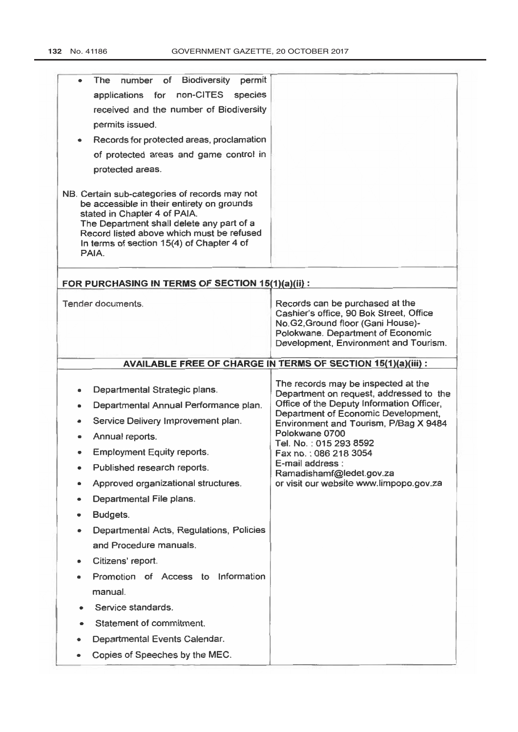| | |
|---|---|
| • The number of Biodiversity permit applications for non-CITES species received and the number of Biodiversity permits issued.<br>• Records for protected areas, proclamation of protected areas and game control in protected areas.<br><br>NB. Certain sub-categories of records may not be accessible in their entirety on grounds stated in Chapter 4 of PAIA. The Department shall delete any part of a Record listed above which must be refused In terms of section 15(4) of Chapter 4 of PAIA. | |
| **FOR PURCHASING IN TERMS OF SECTION 15(1)(a)(ii) :** | |
| Tender documents. | Records can be purchased at the Cashier's office, 90 Bok Street, Office No.G2,Ground floor (Gani House)- Polokwane. Department of Economic Development, Environment and Tourism. |
| **AVAILABLE FREE OF CHARGE IN TERMS OF SECTION 15(1)(a)(iii) :** | |
| • Departmental Strategic plans.<br>• Departmental Annual Performance plan.<br>• Service Delivery Improvement plan.<br>• Annual reports.<br>• Employment Equity reports.<br>• Published research reports.<br>• Approved organizational structures.<br>• Departmental File plans.<br>• Budgets.<br>• Departmental Acts, Regulations, Policies and Procedure manuals.<br>• Citizens' report.<br>• Promotion of Access to Information manual.<br>• Service standards.<br>• Statement of commitment.<br>• Departmental Events Calendar.<br>• Copies of Speeches by the MEC. | The records may be inspected at the Department on request, addressed to the Office of the Deputy Information Officer, Department of Economic Development, Environment and Tourism, P/Bag X 9484 Polokwane 0700<br>Tel. No. : 015 293 8592<br>Fax no. : 086 218 3054<br>E-mail address :<br>Ramadishamf@ledet.gov.za<br>or visit our website www.limpopo.gov.za |